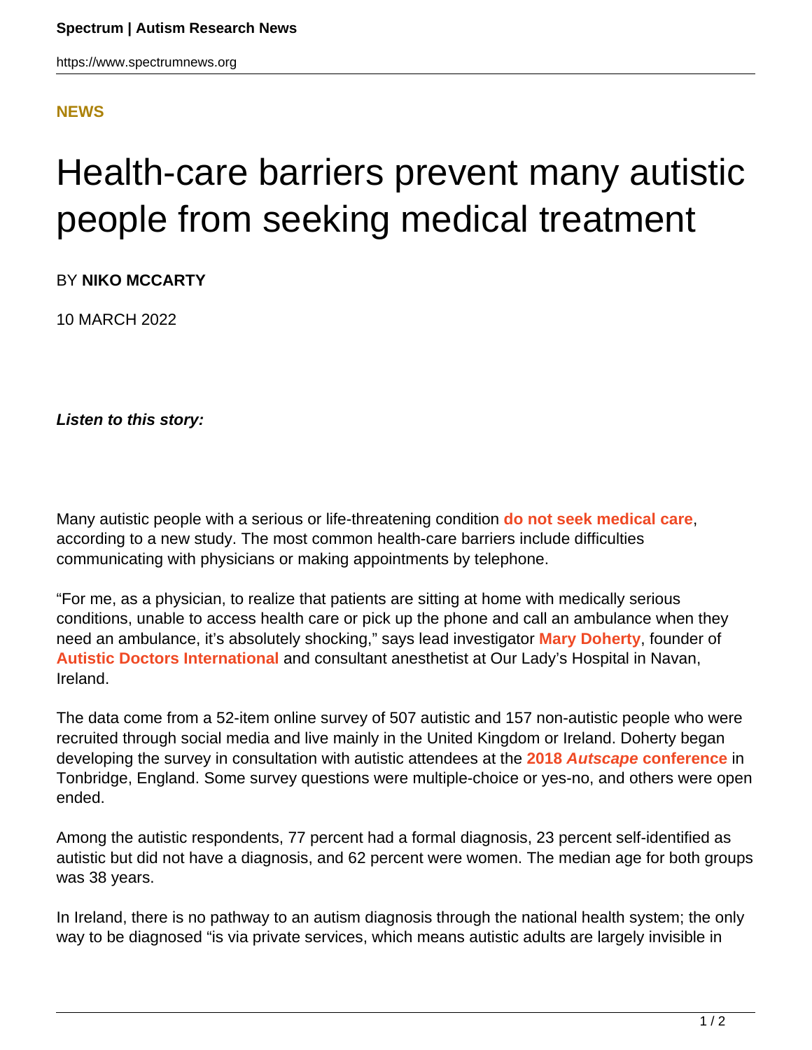**NEWS**

# Health-care barriers prevent many autistic people from seeking medical treatment

BY **NIKO MCCARTY**

10 MARCH 2022

***Listen to this story:***

Many autistic people with a serious or life-threatening condition **do not seek medical care**, according to a new study. The most common health-care barriers include difficulties communicating with physicians or making appointments by telephone.

"For me, as a physician, to realize that patients are sitting at home with medically serious conditions, unable to access health care or pick up the phone and call an ambulance when they need an ambulance, it's absolutely shocking," says lead investigator **Mary Doherty**, founder of **Autistic Doctors International** and consultant anesthetist at Our Lady's Hospital in Navan, Ireland.

The data come from a 52-item online survey of 507 autistic and 157 non-autistic people who were recruited through social media and live mainly in the United Kingdom or Ireland. Doherty began developing the survey in consultation with autistic attendees at the **2018 *Autscape* conference** in Tonbridge, England. Some survey questions were multiple-choice or yes-no, and others were open ended.

Among the autistic respondents, 77 percent had a formal diagnosis, 23 percent self-identified as autistic but did not have a diagnosis, and 62 percent were women. The median age for both groups was 38 years.

In Ireland, there is no pathway to an autism diagnosis through the national health system; the only way to be diagnosed "is via private services, which means autistic adults are largely invisible in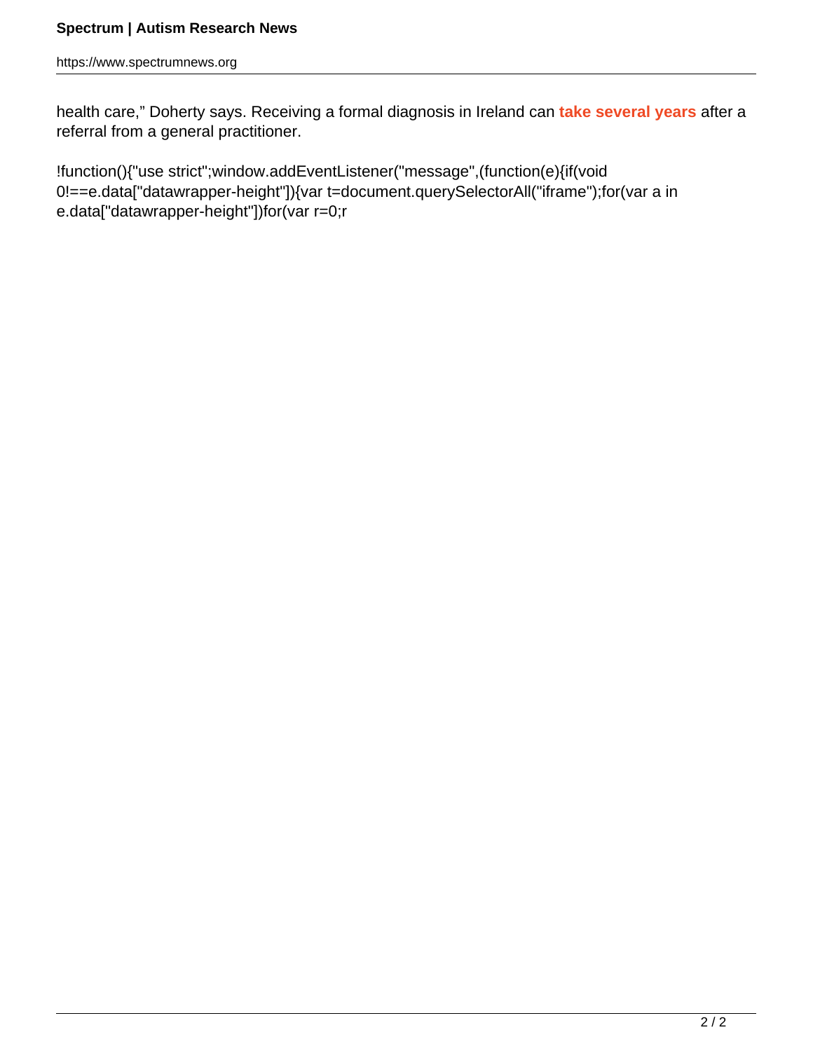health care," Doherty says. Receiving a formal diagnosis in Ireland can **take several years** after a referral from a general practitioner.

```
!function(){"use strict";window.addEventListener("message",(function(e){if(void 0!==e.data["datawrapper-height"]){var t=document.querySelectorAll("iframe");for(var a in e.data["datawrapper-height"])for(var r=0;r
```